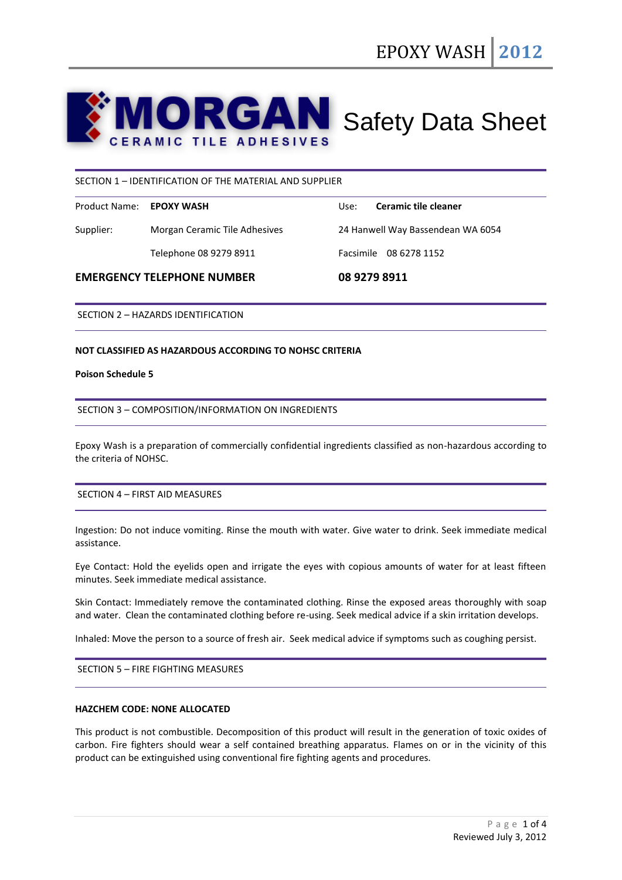# MORGAN CERAMIC TILE ADHESIVES Safety Data Sheet

## SECTION 1 – IDENTIFICATION OF THE MATERIAL AND SUPPLIER

| | | | |
|---|---|---|---|
| Product Name: | **EPOXY WASH** | Use: | **Ceramic tile cleaner** |
| Supplier: | Morgan Ceramic Tile Adhesives | 24 Hanwell Way Bassendean WA 6054 | |
| | Telephone 08 9279 8911 | Facsimile 08 6278 1152 | |

**EMERGENCY TELEPHONE NUMBER** **08 9279 8911**

## SECTION 2 – HAZARDS IDENTIFICATION

**NOT CLASSIFIED AS HAZARDOUS ACCORDING TO NOHSC CRITERIA**

**Poison Schedule 5**

## SECTION 3 – COMPOSITION/INFORMATION ON INGREDIENTS

Epoxy Wash is a preparation of commercially confidential ingredients classified as non-hazardous according to the criteria of NOHSC.

## SECTION 4 – FIRST AID MEASURES

Ingestion: Do not induce vomiting. Rinse the mouth with water. Give water to drink. Seek immediate medical assistance.

Eye Contact: Hold the eyelids open and irrigate the eyes with copious amounts of water for at least fifteen minutes. Seek immediate medical assistance.

Skin Contact: Immediately remove the contaminated clothing. Rinse the exposed areas thoroughly with soap and water. Clean the contaminated clothing before re-using. Seek medical advice if a skin irritation develops.

Inhaled: Move the person to a source of fresh air. Seek medical advice if symptoms such as coughing persist.

## SECTION 5 – FIRE FIGHTING MEASURES

**HAZCHEM CODE: NONE ALLOCATED**

This product is not combustible. Decomposition of this product will result in the generation of toxic oxides of carbon. Fire fighters should wear a self contained breathing apparatus. Flames on or in the vicinity of this product can be extinguished using conventional fire fighting agents and procedures.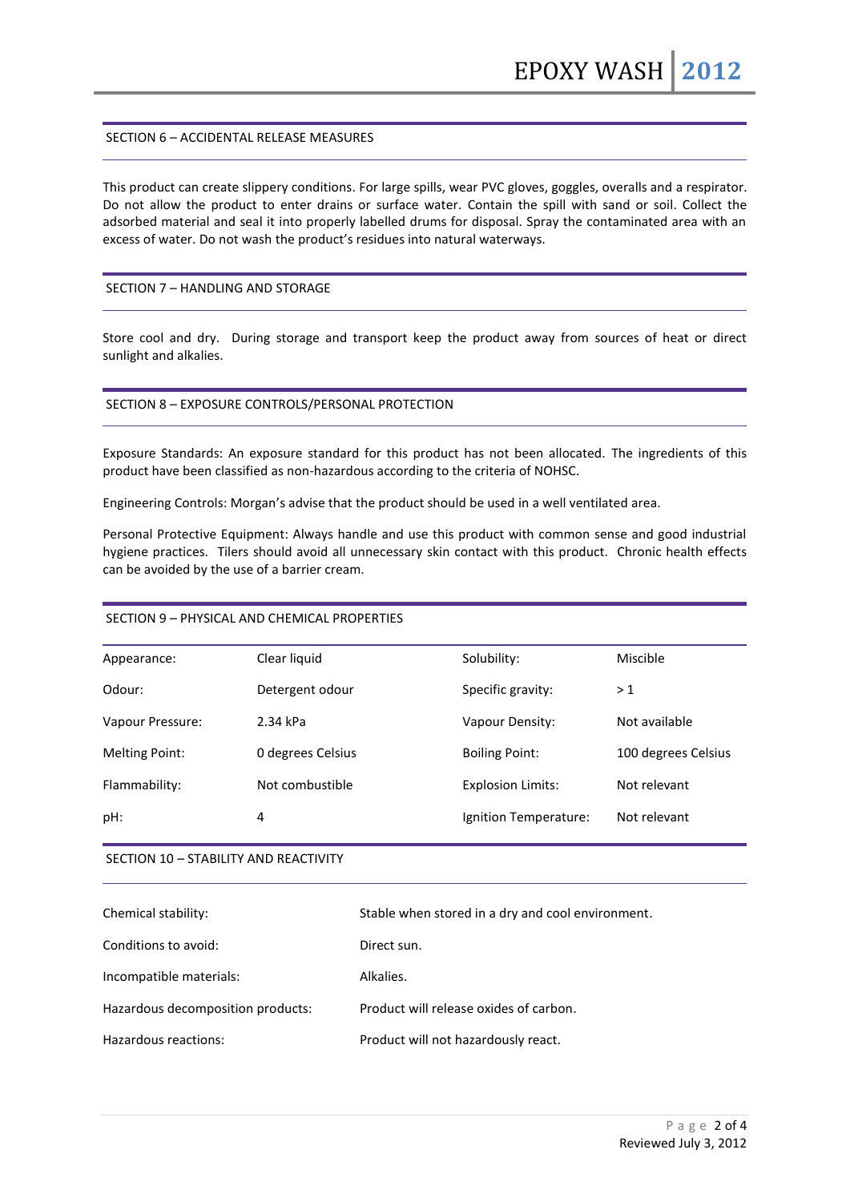## SECTION 6 – ACCIDENTAL RELEASE MEASURES

This product can create slippery conditions. For large spills, wear PVC gloves, goggles, overalls and a respirator. Do not allow the product to enter drains or surface water. Contain the spill with sand or soil. Collect the adsorbed material and seal it into properly labelled drums for disposal. Spray the contaminated area with an excess of water. Do not wash the product's residues into natural waterways.

## SECTION 7 – HANDLING AND STORAGE

Store cool and dry. During storage and transport keep the product away from sources of heat or direct sunlight and alkalies.

## SECTION 8 – EXPOSURE CONTROLS/PERSONAL PROTECTION

Exposure Standards: An exposure standard for this product has not been allocated. The ingredients of this product have been classified as non-hazardous according to the criteria of NOHSC.

Engineering Controls: Morgan's advise that the product should be used in a well ventilated area.

Personal Protective Equipment: Always handle and use this product with common sense and good industrial hygiene practices. Tilers should avoid all unnecessary skin contact with this product. Chronic health effects can be avoided by the use of a barrier cream.

## SECTION 9 – PHYSICAL AND CHEMICAL PROPERTIES

| | | | |
|---|---|---|---|
| Appearance: | Clear liquid | Solubility: | Miscible |
| Odour: | Detergent odour | Specific gravity: | > 1 |
| Vapour Pressure: | 2.34 kPa | Vapour Density: | Not available |
| Melting Point: | 0 degrees Celsius | Boiling Point: | 100 degrees Celsius |
| Flammability: | Not combustible | Explosion Limits: | Not relevant |
| pH: | 4 | Ignition Temperature: | Not relevant |

## SECTION 10 – STABILITY AND REACTIVITY

| | |
|---|---|
| Chemical stability: | Stable when stored in a dry and cool environment. |
| Conditions to avoid: | Direct sun. |
| Incompatible materials: | Alkalies. |
| Hazardous decomposition products: | Product will release oxides of carbon. |
| Hazardous reactions: | Product will not hazardously react. |

Reviewed July 3, 2012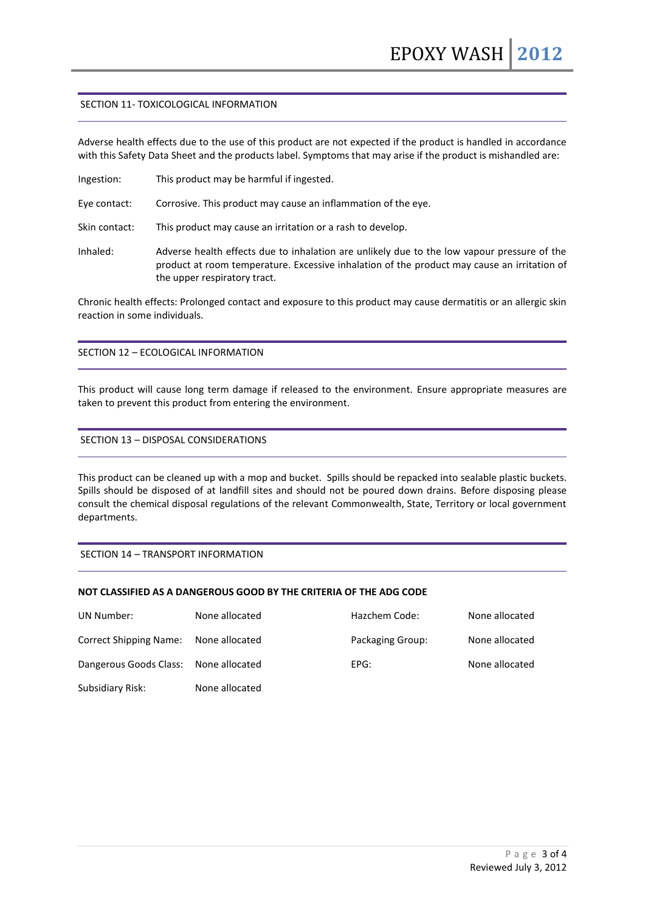## SECTION 11- TOXICOLOGICAL INFORMATION

Adverse health effects due to the use of this product are not expected if the product is handled in accordance with this Safety Data Sheet and the products label. Symptoms that may arise if the product is mishandled are:

| | |
|---|---|
| Ingestion: | This product may be harmful if ingested. |
| Eye contact: | Corrosive. This product may cause an inflammation of the eye. |
| Skin contact: | This product may cause an irritation or a rash to develop. |
| Inhaled: | Adverse health effects due to inhalation are unlikely due to the low vapour pressure of the product at room temperature. Excessive inhalation of the product may cause an irritation of the upper respiratory tract. |

Chronic health effects: Prolonged contact and exposure to this product may cause dermatitis or an allergic skin reaction in some individuals.

## SECTION 12 – ECOLOGICAL INFORMATION

This product will cause long term damage if released to the environment. Ensure appropriate measures are taken to prevent this product from entering the environment.

## SECTION 13 – DISPOSAL CONSIDERATIONS

This product can be cleaned up with a mop and bucket. Spills should be repacked into sealable plastic buckets. Spills should be disposed of at landfill sites and should not be poured down drains. Before disposing please consult the chemical disposal regulations of the relevant Commonwealth, State, Territory or local government departments.

## SECTION 14 – TRANSPORT INFORMATION

**NOT CLASSIFIED AS A DANGEROUS GOOD BY THE CRITERIA OF THE ADG CODE**

| | | | |
|---|---|---|---|
| UN Number: | None allocated | Hazchem Code: | None allocated |
| Correct Shipping Name: | None allocated | Packaging Group: | None allocated |
| Dangerous Goods Class: | None allocated | EPG: | None allocated |
| Subsidiary Risk: | None allocated | | |

Reviewed July 3, 2012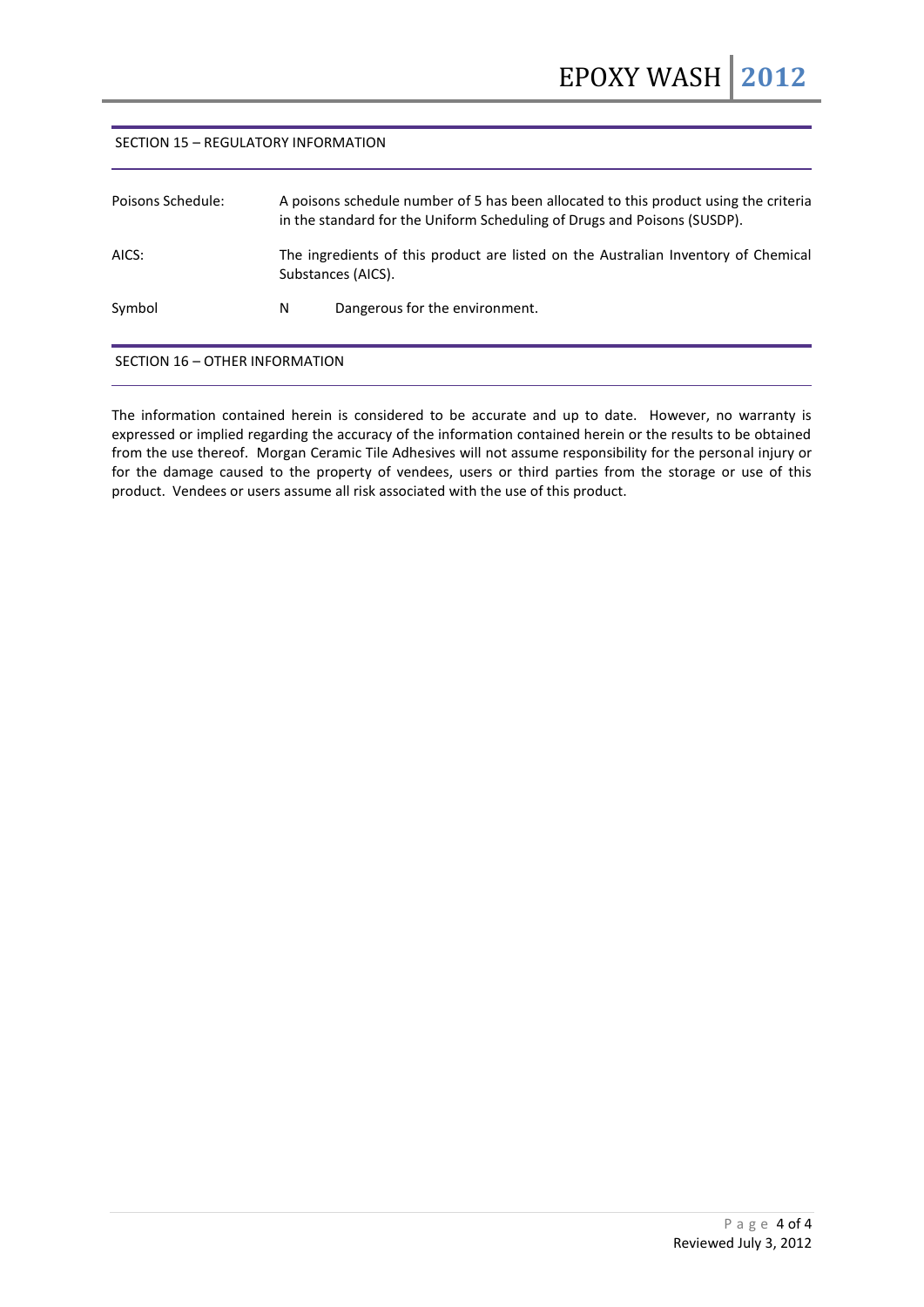## SECTION 15 – REGULATORY INFORMATION

| | | |
|---|---|---|
| Poisons Schedule: | A poisons schedule number of 5 has been allocated to this product using the criteria in the standard for the Uniform Scheduling of Drugs and Poisons (SUSDP). | |
| AICS: | The ingredients of this product are listed on the Australian Inventory of Chemical Substances (AICS). | |
| Symbol | N | Dangerous for the environment. |

## SECTION 16 – OTHER INFORMATION

The information contained herein is considered to be accurate and up to date. However, no warranty is expressed or implied regarding the accuracy of the information contained herein or the results to be obtained from the use thereof. Morgan Ceramic Tile Adhesives will not assume responsibility for the personal injury or for the damage caused to the property of vendees, users or third parties from the storage or use of this product. Vendees or users assume all risk associated with the use of this product.